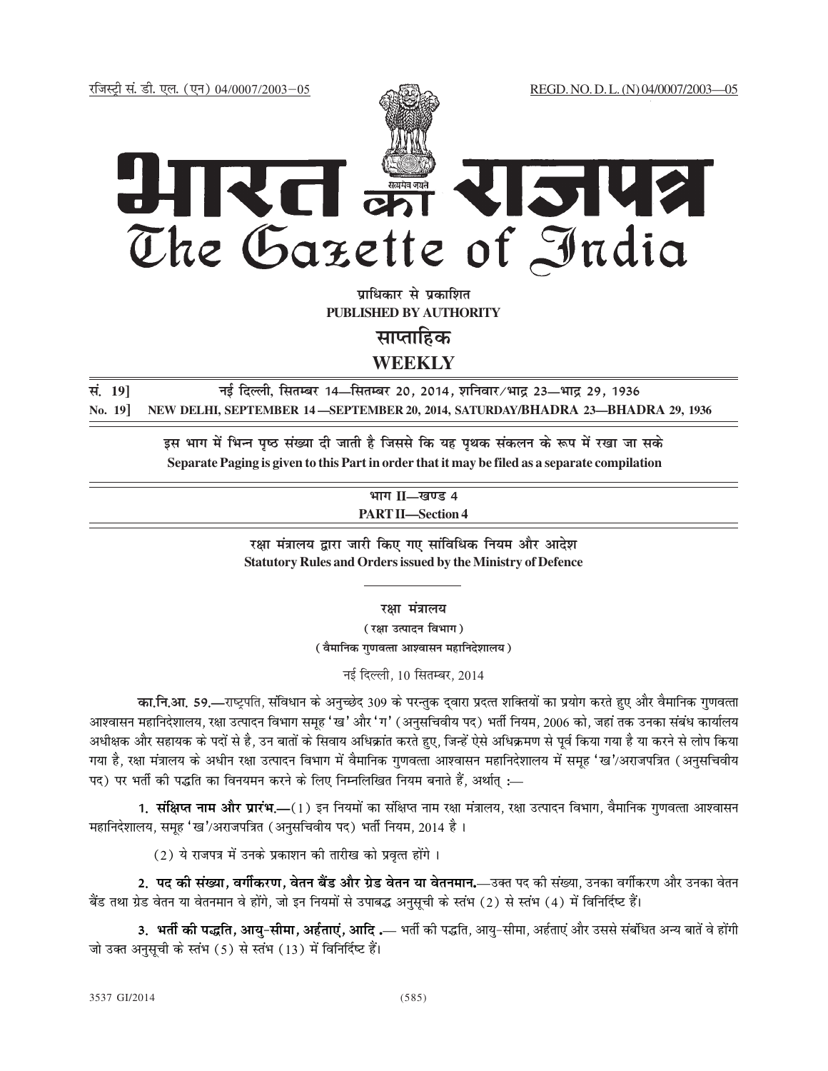रजिस्ट्री सं. डी. एल. (एन) 04/0007/2003—05 REGD. NO. D. L. (N) 04/0007/2003—05

# भारत का राजपत्र
# The Gazette of India

**प्राधिकार से प्रकाशित**
**PUBLISHED BY AUTHORITY**

**साप्ताहिक**
**WEEKLY**

**सं. 19] नई दिल्ली, सितम्बर 14—सितम्बर 20, 2014, शनिवार/भाद्र 23—भाद्र 29, 1936**
**No. 19] NEW DELHI, SEPTEMBER 14—SEPTEMBER 20, 2014, SATURDAY/BHADRA 23—BHADRA 29, 1936**

**इस भाग में भिन्न पृष्ठ संख्या दी जाती है जिससे कि यह पृथक संकलन के रूप में रखा जा सके**
**Separate Paging is given to this Part in order that it may be filed as a separate compilation**

**भाग II—खण्ड 4**
**PART II—Section 4**

**रक्षा मंत्रालय द्वारा जारी किए गए सांविधिक नियम और आदेश**
**Statutory Rules and Orders issued by the Ministry of Defence**

**रक्षा मंत्रालय**

(रक्षा उत्पादन विभाग)

(वैमानिक गुणवत्ता आश्वासन महानिदेशालय)

नई दिल्ली, 10 सितम्बर, 2014

**का.नि.आ. 59.**—राष्ट्रपति, संविधान के अनुच्छेद 309 के परन्तुक द्वारा प्रदत्त शक्तियों का प्रयोग करते हुए और वैमानिक गुणवत्ता आश्वासन महानिदेशालय, रक्षा उत्पादन विभाग समूह 'ख' और 'ग' (अनुसचिवीय पद) भर्ती नियम, 2006 को, जहां तक उनका संबंध कार्यालय अधीक्षक और सहायक के पदों से है, उन बातों के सिवाय अधिक्रांत करते हुए, जिन्हें ऐसे अधिक्रमण से पूर्व किया गया है या करने से लोप किया गया है, रक्षा मंत्रालय के अधीन रक्षा उत्पादन विभाग में वैमानिक गुणवत्ता आश्वासन महानिदेशालय में समूह 'ख'/अराजपत्रित (अनुसचिवीय पद) पर भर्ती की पद्धति का विनियमन करने के लिए निम्नलिखित नियम बनाते हैं, अर्थात् :—

**1. संक्षिप्त नाम और प्रारंभ.**—(1) इन नियमों का संक्षिप्त नाम रक्षा मंत्रालय, रक्षा उत्पादन विभाग, वैमानिक गुणवत्ता आश्वासन महानिदेशालय, समूह 'ख'/अराजपत्रित (अनुसचिवीय पद) भर्ती नियम, 2014 है ।

(2) ये राजपत्र में उनके प्रकाशन की तारीख को प्रवृत्त होंगे ।

**2. पद की संख्या, वर्गीकरण, वेतन बैंड और ग्रेड वेतन या वेतनमान.**—उक्त पद की संख्या, उनका वर्गीकरण और उनका वेतन बैंड तथा ग्रेड वेतन या वेतनमान वे होंगे, जो इन नियमों से उपाबद्ध अनुसूची के स्तंभ (2) से स्तंभ (4) में विनिर्दिष्ट हैं।

**3. भर्ती की पद्धति, आयु-सीमा, अर्हताएं, आदि .**— भर्ती की पद्धति, आयु-सीमा, अर्हताएं और उससे संबंधित अन्य बातें वे होंगी जो उक्त अनुसूची के स्तंभ (5) से स्तंभ (13) में विनिर्दिष्ट हैं।

3537 GI/2014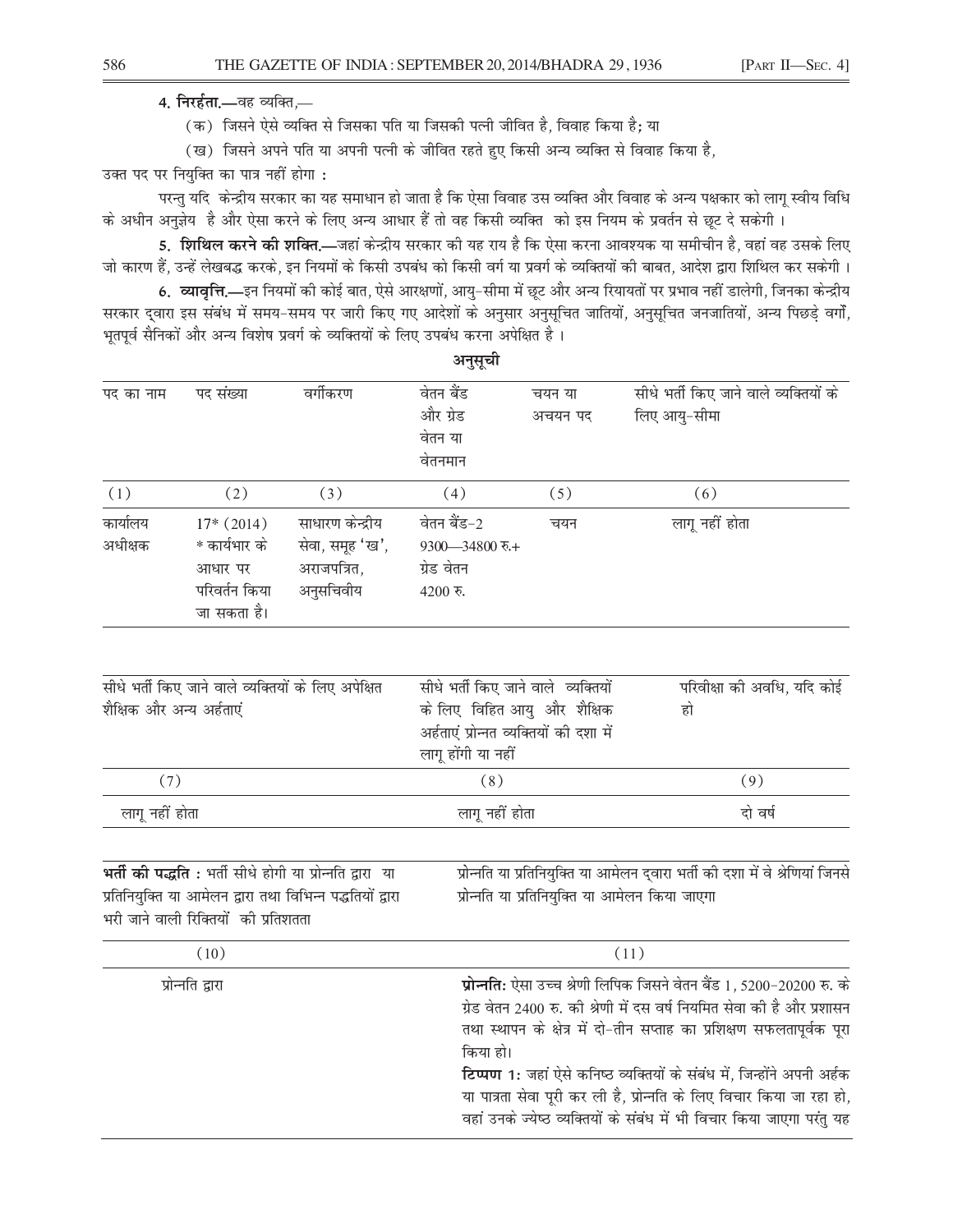**4. निरर्हता.**—वह व्यक्ति,—

(क) जिसने ऐसे व्यक्ति से जिसका पति या जिसकी पत्नी जीवित है, विवाह किया है; या

(ख) जिसने अपने पति या अपनी पत्नी के जीवित रहते हुए किसी अन्य व्यक्ति से विवाह किया है,

उक्त पद पर नियुक्ति का पात्र नहीं होगा :

परन्तु यदि केन्द्रीय सरकार का यह समाधान हो जाता है कि ऐसा विवाह उस व्यक्ति और विवाह के अन्य पक्षकार को लागू स्वीय विधि के अधीन अनुज्ञेय है और ऐसा करने के लिए अन्य आधार हैं तो वह किसी व्यक्ति को इस नियम के प्रवर्तन से छूट दे सकेगी ।

**5. शिथिल करने की शक्ति.**—जहां केन्द्रीय सरकार की यह राय है कि ऐसा करना आवश्यक या समीचीन है, वहां वह उसके लिए जो कारण हैं, उन्हें लेखबद्ध करके, इन नियमों के किसी उपबंध को किसी वर्ग या प्रवर्ग के व्यक्तियों की बाबत, आदेश द्वारा शिथिल कर सकेगी ।

**6. व्यावृत्ति.**—इन नियमों की कोई बात, ऐसे आरक्षणों, आयु-सीमा में छूट और अन्य रियायतों पर प्रभाव नहीं डालेगी, जिनका केन्द्रीय सरकार द्वारा इस संबंध में समय-समय पर जारी किए गए आदेशों के अनुसार अनुसूचित जातियों, अनुसूचित जनजातियों, अन्य पिछड़े वर्गों, भूतपूर्व सैनिकों और अन्य विशेष प्रवर्ग के व्यक्तियों के लिए उपबंध करना अपेक्षित है ।

**अनुसूची**

| पद का नाम | पद संख्या | वर्गीकरण | वेतन बैंड और ग्रेड वेतन या वेतनमान | चयन या अचयन पद | सीधे भर्ती किए जाने वाले व्यक्तियों के लिए आयु-सीमा |
|---|---|---|---|---|---|
| (1) | (2) | (3) | (4) | (5) | (6) |
| कार्यालय अधीक्षक | 17* (2014) * कार्यभार के आधार पर परिवर्तन किया जा सकता है। | साधारण केन्द्रीय सेवा, समूह 'ख', अराजपत्रित, अनुसचिवीय | वेतन बैंड-2 9300—34800 रु.+ ग्रेड वेतन 4200 रु. | चयन | लागू नहीं होता |

| सीधे भर्ती किए जाने वाले व्यक्तियों के लिए अपेक्षित शैक्षिक और अन्य अर्हताएं | सीधे भर्ती किए जाने वाले व्यक्तियों के लिए विहित आयु और शैक्षिक अर्हताएं प्रोन्नत व्यक्तियों की दशा में लागू होंगी या नहीं | परिवीक्षा की अवधि, यदि कोई हो |
|---|---|---|
| (7) | (8) | (9) |
| लागू नहीं होता | लागू नहीं होता | दो वर्ष |

| **भर्ती की पद्धति** : भर्ती सीधे होगी या प्रोन्नति द्वारा या प्रतिनियुक्ति या आमेलन द्वारा तथा विभिन्न पद्धतियों द्वारा भरी जाने वाली रिक्तियों की प्रतिशतता | प्रोन्नति या प्रतिनियुक्ति या आमेलन द्वारा भर्ती की दशा में वे श्रेणियां जिनसे प्रोन्नति या प्रतिनियुक्ति या आमेलन किया जाएगा |
|---|---|
| (10) | (11) |
| प्रोन्नति द्वारा | **प्रोन्नति:** ऐसा उच्च श्रेणी लिपिक जिसने वेतन बैंड 1, 5200-20200 रु. के ग्रेड वेतन 2400 रु. की श्रेणी में दस वर्ष नियमित सेवा की है और प्रशासन तथा स्थापन के क्षेत्र में दो-तीन सप्ताह का प्रशिक्षण सफलतापूर्वक पूरा किया हो। **टिप्पण 1:** जहां ऐसे कनिष्ठ व्यक्तियों के संबंध में, जिन्होंने अपनी अर्हक या पात्रता सेवा पूरी कर ली है, प्रोन्नति के लिए विचार किया जा रहा हो, वहां उनके ज्येष्ठ व्यक्तियों के संबंध में भी विचार किया जाएगा परंतु यह |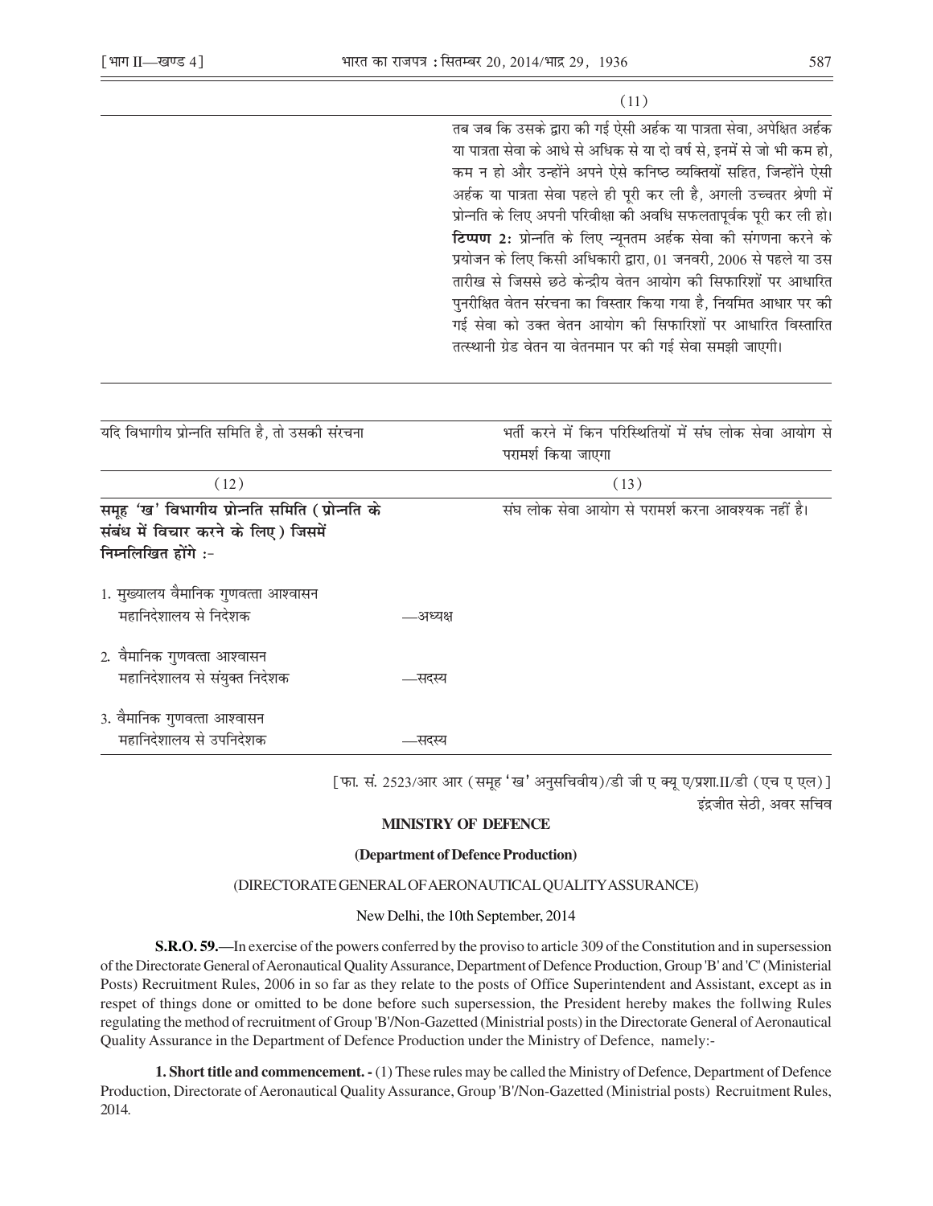| | (11) |
|---|---|
| | तब जब कि उसके द्वारा की गई ऐसी अर्हक या पात्रता सेवा, अपेक्षित अर्हक या पात्रता सेवा के आधे से अधिक से या दो वर्ष से, इनमें से जो भी कम हो, कम न हो और उन्होंने अपने ऐसे कनिष्ठ व्यक्तियों सहित, जिन्होंने ऐसी अर्हक या पात्रता सेवा पहले ही पूरी कर ली है, अगली उच्चतर श्रेणी में प्रोन्नति के लिए अपनी परिवीक्षा की अवधि सफलतापूर्वक पूरी कर ली हो। **टिप्पण 2:** प्रोन्नति के लिए न्यूनतम अर्हक सेवा की संगणना करने के प्रयोजन के लिए किसी अधिकारी द्वारा, 01 जनवरी, 2006 से पहले या उस तारीख से जिससे छठे केन्द्रीय वेतन आयोग की सिफारिशों पर आधारित पुनरीक्षित वेतन संरचना का विस्तार किया गया है, नियमित आधार पर की गई सेवा को उक्त वेतन आयोग की सिफारिशों पर आधारित विस्तारित तत्स्थानी ग्रेड वेतन या वेतनमान पर की गई सेवा समझी जाएगी। |

| यदि विभागीय प्रोन्नति समिति है, तो उसकी संरचना | भर्ती करने में किन परिस्थितियों में संघ लोक सेवा आयोग से परामर्श किया जाएगा |
|---|---|
| (12) | (13) |
| **समूह 'ख' विभागीय प्रोन्नति समिति (प्रोन्नति के संबंध में विचार करने के लिए) जिसमें निम्नलिखित होंगे :-**<br><br>1. मुख्यालय वैमानिक गुणवत्ता आश्वासन महानिदेशालय से निदेशक —अध्यक्ष<br><br>2. वैमानिक गुणवत्ता आश्वासन महानिदेशालय से संयुक्त निदेशक —सदस्य<br><br>3. वैमानिक गुणवत्ता आश्वासन महानिदेशालय से उपनिदेशक —सदस्य | संघ लोक सेवा आयोग से परामर्श करना आवश्यक नहीं है। |

[फा. सं. 2523/आर आर (समूह 'ख' अनुसचिवीय)/डी जी ए क्यू ए/प्रशा.II/डी (एच ए एल)]

इंद्रजीत सेठी, अवर सचिव

## MINISTRY OF DEFENCE

### (Department of Defence Production)

### (DIRECTORATE GENERAL OF AERONAUTICAL QUALITY ASSURANCE)

New Delhi, the 10th September, 2014

**S.R.O. 59.**—In exercise of the powers conferred by the proviso to article 309 of the Constitution and in supersession of the Directorate General of Aeronautical Quality Assurance, Department of Defence Production, Group 'B' and 'C' (Ministerial Posts) Recruitment Rules, 2006 in so far as they relate to the posts of Office Superintendent and Assistant, except as in respet of things done or omitted to be done before such supersession, the President hereby makes the follwing Rules regulating the method of recruitment of Group 'B'/Non-Gazetted (Ministrial posts) in the Directorate General of Aeronautical Quality Assurance in the Department of Defence Production under the Ministry of Defence, namely:-

**1. Short title and commencement. -** (1) These rules may be called the Ministry of Defence, Department of Defence Production, Directorate of Aeronautical Quality Assurance, Group 'B'/Non-Gazetted (Ministrial posts) Recruitment Rules, 2014.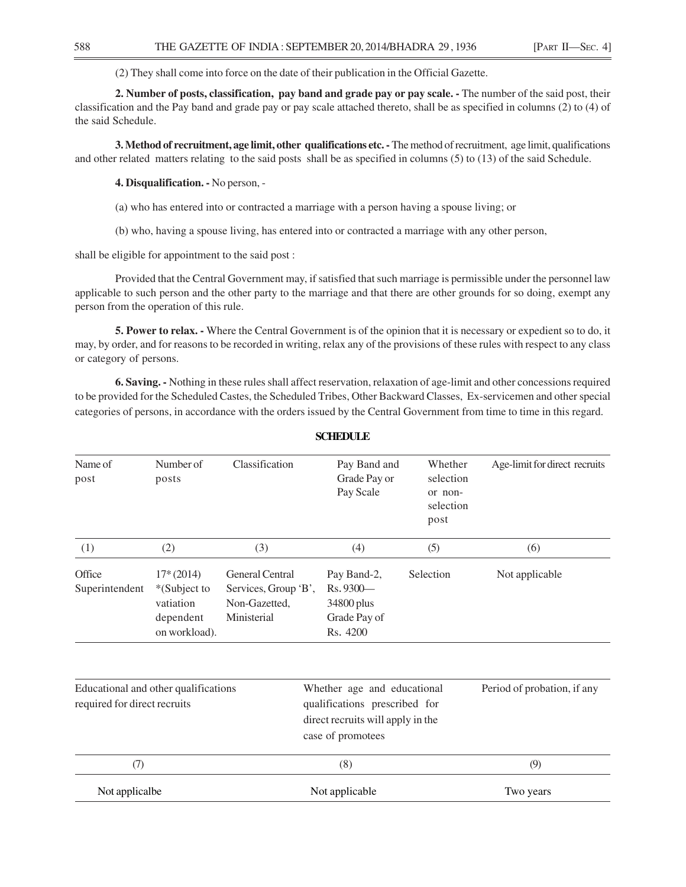(2) They shall come into force on the date of their publication in the Official Gazette.

**2. Number of posts, classification, pay band and grade pay or pay scale. -** The number of the said post, their classification and the Pay band and grade pay or pay scale attached thereto, shall be as specified in columns (2) to (4) of the said Schedule.

**3. Method of recruitment, age limit, other qualifications etc. -** The method of recruitment, age limit, qualifications and other related matters relating to the said posts shall be as specified in columns (5) to (13) of the said Schedule.

**4. Disqualification. -** No person, -

(a) who has entered into or contracted a marriage with a person having a spouse living; or

(b) who, having a spouse living, has entered into or contracted a marriage with any other person,

shall be eligible for appointment to the said post :

Provided that the Central Government may, if satisfied that such marriage is permissible under the personnel law applicable to such person and the other party to the marriage and that there are other grounds for so doing, exempt any person from the operation of this rule.

**5. Power to relax. -** Where the Central Government is of the opinion that it is necessary or expedient so to do, it may, by order, and for reasons to be recorded in writing, relax any of the provisions of these rules with respect to any class or category of persons.

**6. Saving. -** Nothing in these rules shall affect reservation, relaxation of age-limit and other concessions required to be provided for the Scheduled Castes, the Scheduled Tribes, Other Backward Classes, Ex-servicemen and other special categories of persons, in accordance with the orders issued by the Central Government from time to time in this regard.

**SCHEDULE**

| Name of post | Number of posts | Classification | Pay Band and Grade Pay or Pay Scale | Whether selection or non-selection post | Age-limit for direct recruits |
|---|---|---|---|---|---|
| (1) | (2) | (3) | (4) | (5) | (6) |
| Office Superintendent | 17* (2014) *(Subject to vatiation dependent on workload). | General Central Services, Group 'B', Non-Gazetted, Ministerial | Pay Band-2, Rs. 9300—34800 plus Grade Pay of Rs. 4200 | Selection | Not applicable |

| Educational and other qualifications required for direct recruits | Whether age and educational qualifications prescribed for direct recruits will apply in the case of promotees | Period of probation, if any |
|---|---|---|
| (7) | (8) | (9) |
| Not applicalbe | Not applicable | Two years |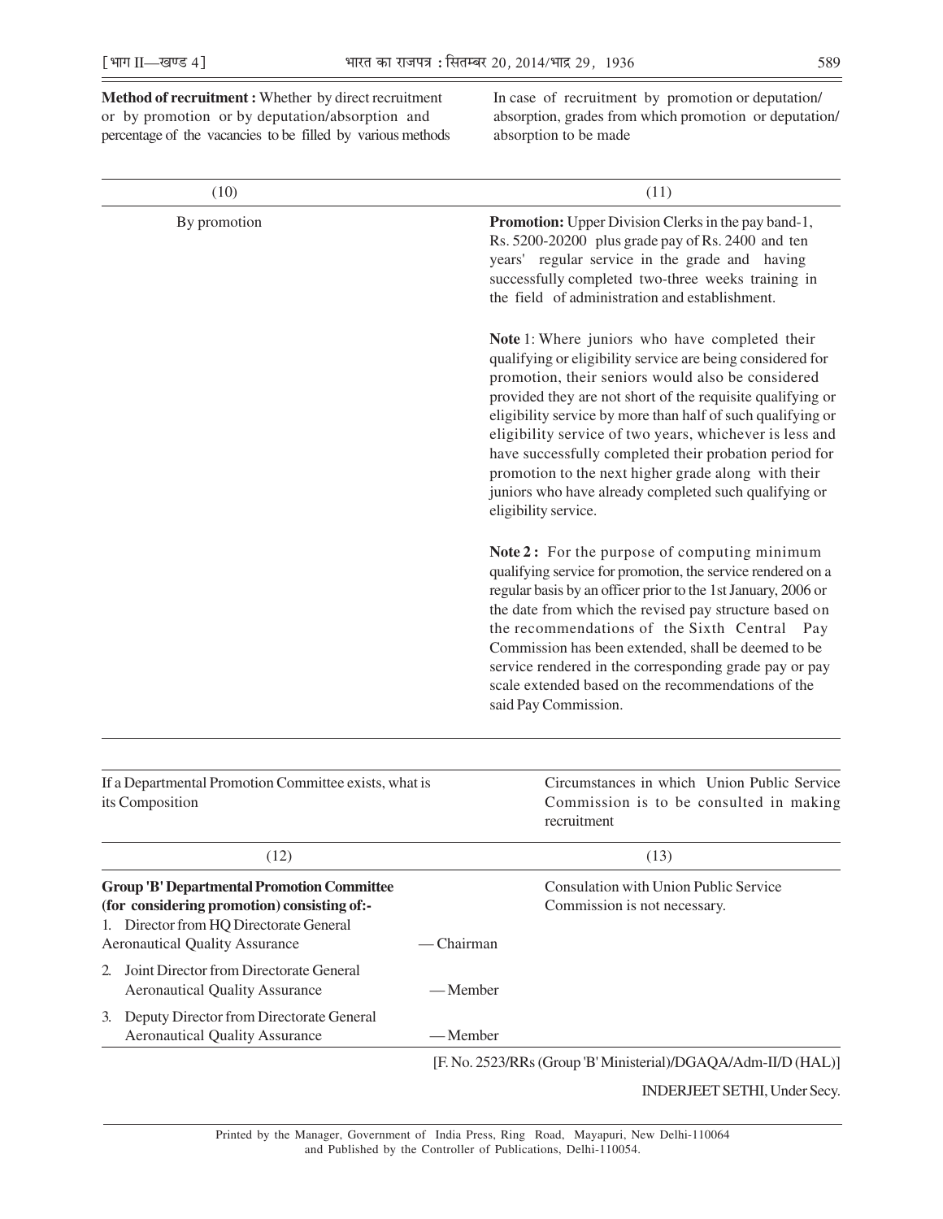| Method of recruitment : Whether by direct recruitment or by promotion or by deputation/absorption and percentage of the vacancies to be filled by various methods | In case of recruitment by promotion or deputation/ absorption, grades from which promotion or deputation/ absorption to be made |
|---|---|
| (10) | (11) |
| By promotion | **Promotion:** Upper Division Clerks in the pay band-1, Rs. 5200-20200 plus grade pay of Rs. 2400 and ten years' regular service in the grade and having successfully completed two-three weeks training in the field of administration and establishment.<br><br>**Note** 1: Where juniors who have completed their qualifying or eligibility service are being considered for promotion, their seniors would also be considered provided they are not short of the requisite qualifying or eligibility service by more than half of such qualifying or eligibility service of two years, whichever is less and have successfully completed their probation period for promotion to the next higher grade along with their juniors who have already completed such qualifying or eligibility service.<br><br>**Note 2 :** For the purpose of computing minimum qualifying service for promotion, the service rendered on a regular basis by an officer prior to the 1st January, 2006 or the date from which the revised pay structure based on the recommendations of the Sixth Central Pay Commission has been extended, shall be deemed to be service rendered in the corresponding grade pay or pay scale extended based on the recommendations of the said Pay Commission. |

| If a Departmental Promotion Committee exists, what is its Composition | Circumstances in which Union Public Service Commission is to be consulted in making recruitment |
|---|---|
| (12) | (13) |
| **Group 'B' Departmental Promotion Committee (for considering promotion) consisting of:-**<br>1. Director from HQ Directorate General Aeronautical Quality Assurance — Chairman<br>2. Joint Director from Directorate General Aeronautical Quality Assurance — Member<br>3. Deputy Director from Directorate General Aeronautical Quality Assurance — Member | Consulation with Union Public Service Commission is not necessary. |

[F. No. 2523/RRs (Group 'B' Ministerial)/DGAQA/Adm-II/D (HAL)]

INDERJEET SETHI, Under Secy.

Printed by the Manager, Government of India Press, Ring Road, Mayapuri, New Delhi-110064 and Published by the Controller of Publications, Delhi-110054.